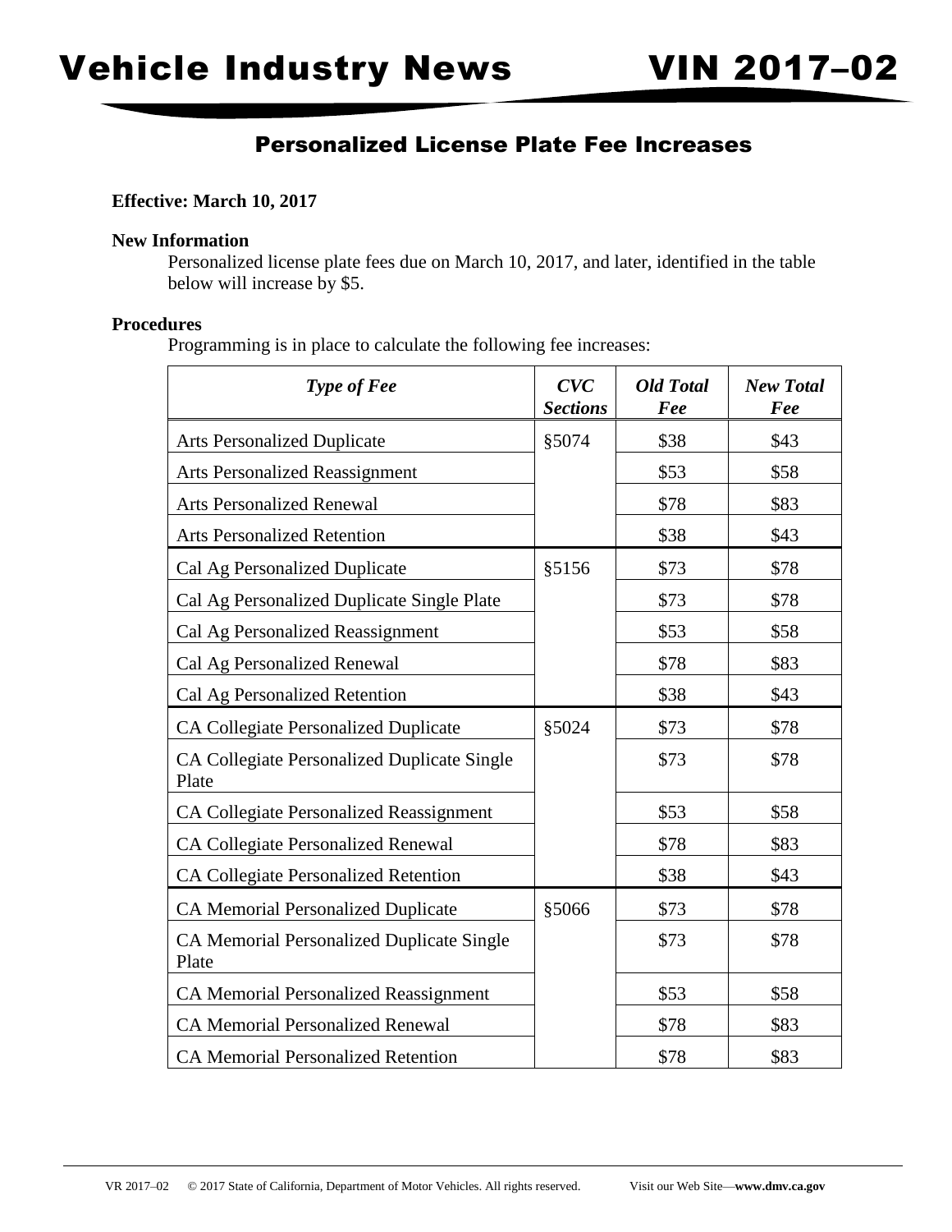# Vehicle Industry News VIN 2017–02

## Personalized License Plate Fee Increases

**Effective: March 10, 2017**

**New Information**

Personalized license plate fees due on March 10, 2017, and later, identified in the table below will increase by $5.

**Procedures**

Programming is in place to calculate the following fee increases:

| *Type of Fee* | *CVC Sections* | *Old Total Fee* | *New Total Fee* |
|---|---|---|---|
| Arts Personalized Duplicate | §5074 | $38 | $43 |
| Arts Personalized Reassignment | | $53 | $58 |
| Arts Personalized Renewal | | $78 | $83 |
| Arts Personalized Retention | | $38 | $43 |
| Cal Ag Personalized Duplicate | §5156 | $73 | $78 |
| Cal Ag Personalized Duplicate Single Plate | | $73 | $78 |
| Cal Ag Personalized Reassignment | | $53 | $58 |
| Cal Ag Personalized Renewal | | $78 | $83 |
| Cal Ag Personalized Retention | | $38 | $43 |
| CA Collegiate Personalized Duplicate | §5024 | $73 | $78 |
| CA Collegiate Personalized Duplicate Single Plate | | $73 | $78 |
| CA Collegiate Personalized Reassignment | | $53 | $58 |
| CA Collegiate Personalized Renewal | | $78 | $83 |
| CA Collegiate Personalized Retention | | $38 | $43 |
| CA Memorial Personalized Duplicate | §5066 | $73 | $78 |
| CA Memorial Personalized Duplicate Single Plate | | $73 | $78 |
| CA Memorial Personalized Reassignment | | $53 | $58 |
| CA Memorial Personalized Renewal | | $78 | $83 |
| CA Memorial Personalized Retention | | $78 | $83 |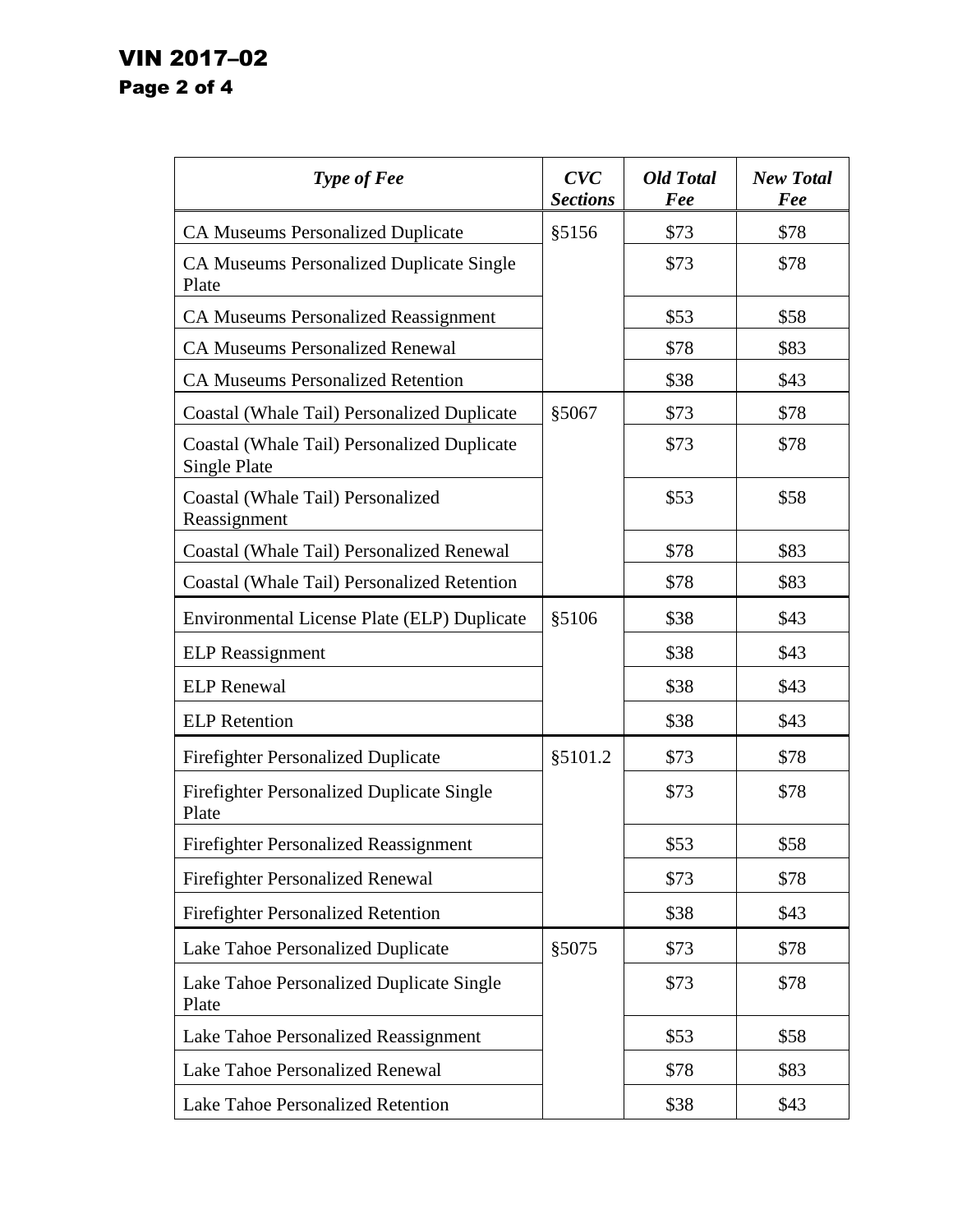| *Type of Fee* | *CVC Sections* | *Old Total Fee* | *New Total Fee* |
|---|---|---|---|
| CA Museums Personalized Duplicate | §5156 | $73 | $78 |
| CA Museums Personalized Duplicate Single Plate | | $73 | $78 |
| CA Museums Personalized Reassignment | | $53 | $58 |
| CA Museums Personalized Renewal | | $78 | $83 |
| CA Museums Personalized Retention | | $38 | $43 |
| Coastal (Whale Tail) Personalized Duplicate | §5067 | $73 | $78 |
| Coastal (Whale Tail) Personalized Duplicate Single Plate | | $73 | $78 |
| Coastal (Whale Tail) Personalized Reassignment | | $53 | $58 |
| Coastal (Whale Tail) Personalized Renewal | | $78 | $83 |
| Coastal (Whale Tail) Personalized Retention | | $78 | $83 |
| Environmental License Plate (ELP) Duplicate | §5106 | $38 | $43 |
| ELP Reassignment | | $38 | $43 |
| ELP Renewal | | $38 | $43 |
| ELP Retention | | $38 | $43 |
| Firefighter Personalized Duplicate | §5101.2 | $73 | $78 |
| Firefighter Personalized Duplicate Single Plate | | $73 | $78 |
| Firefighter Personalized Reassignment | | $53 | $58 |
| Firefighter Personalized Renewal | | $73 | $78 |
| Firefighter Personalized Retention | | $38 | $43 |
| Lake Tahoe Personalized Duplicate | §5075 | $73 | $78 |
| Lake Tahoe Personalized Duplicate Single Plate | | $73 | $78 |
| Lake Tahoe Personalized Reassignment | | $53 | $58 |
| Lake Tahoe Personalized Renewal | | $78 | $83 |
| Lake Tahoe Personalized Retention | | $38 | $43 |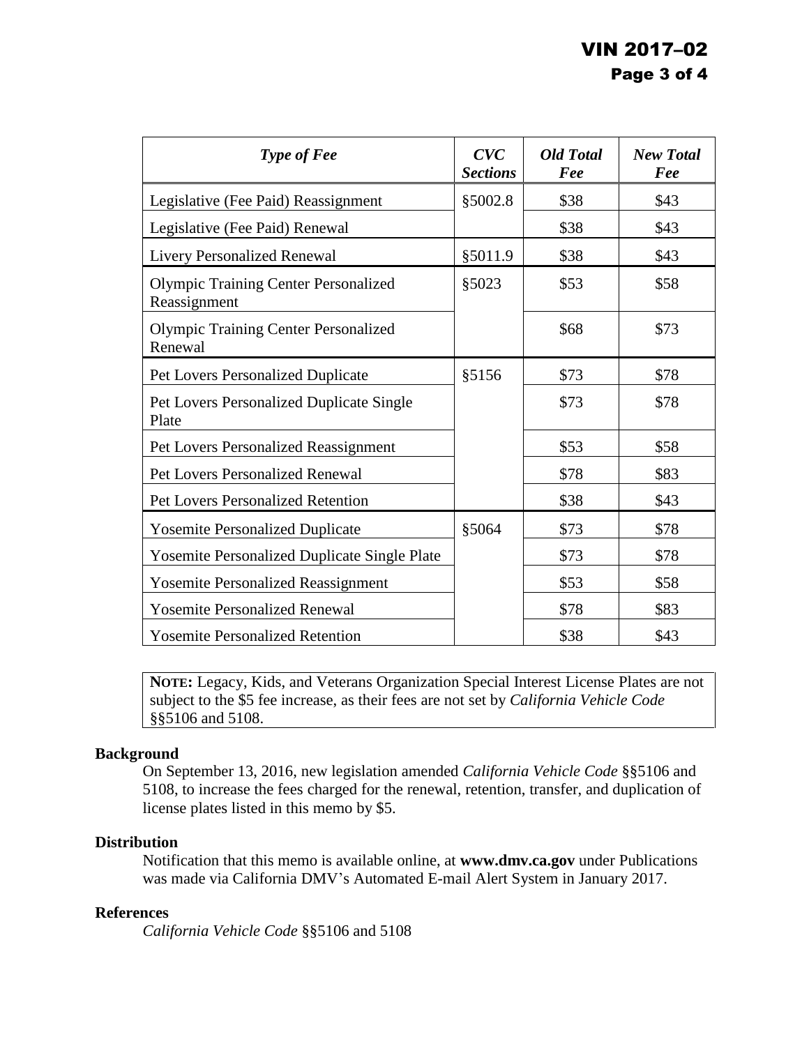| *Type of Fee* | *CVC Sections* | *Old Total Fee* | *New Total Fee* |
|---|---|---|---|
| Legislative (Fee Paid) Reassignment | §5002.8 | $38 | $43 |
| Legislative (Fee Paid) Renewal | | $38 | $43 |
| Livery Personalized Renewal | §5011.9 | $38 | $43 |
| Olympic Training Center Personalized Reassignment | §5023 | $53 | $58 |
| Olympic Training Center Personalized Renewal | | $68 | $73 |
| Pet Lovers Personalized Duplicate | §5156 | $73 | $78 |
| Pet Lovers Personalized Duplicate Single Plate | | $73 | $78 |
| Pet Lovers Personalized Reassignment | | $53 | $58 |
| Pet Lovers Personalized Renewal | | $78 | $83 |
| Pet Lovers Personalized Retention | | $38 | $43 |
| Yosemite Personalized Duplicate | §5064 | $73 | $78 |
| Yosemite Personalized Duplicate Single Plate | | $73 | $78 |
| Yosemite Personalized Reassignment | | $53 | $58 |
| Yosemite Personalized Renewal | | $78 | $83 |
| Yosemite Personalized Retention | | $38 | $43 |

**NOTE:** Legacy, Kids, and Veterans Organization Special Interest License Plates are not subject to the $5 fee increase, as their fees are not set by *California Vehicle Code* §§5106 and 5108.

### Background

On September 13, 2016, new legislation amended *California Vehicle Code* §§5106 and 5108, to increase the fees charged for the renewal, retention, transfer, and duplication of license plates listed in this memo by $5.

### Distribution

Notification that this memo is available online, at **www.dmv.ca.gov** under Publications was made via California DMV's Automated E-mail Alert System in January 2017.

### References

*California Vehicle Code* §§5106 and 5108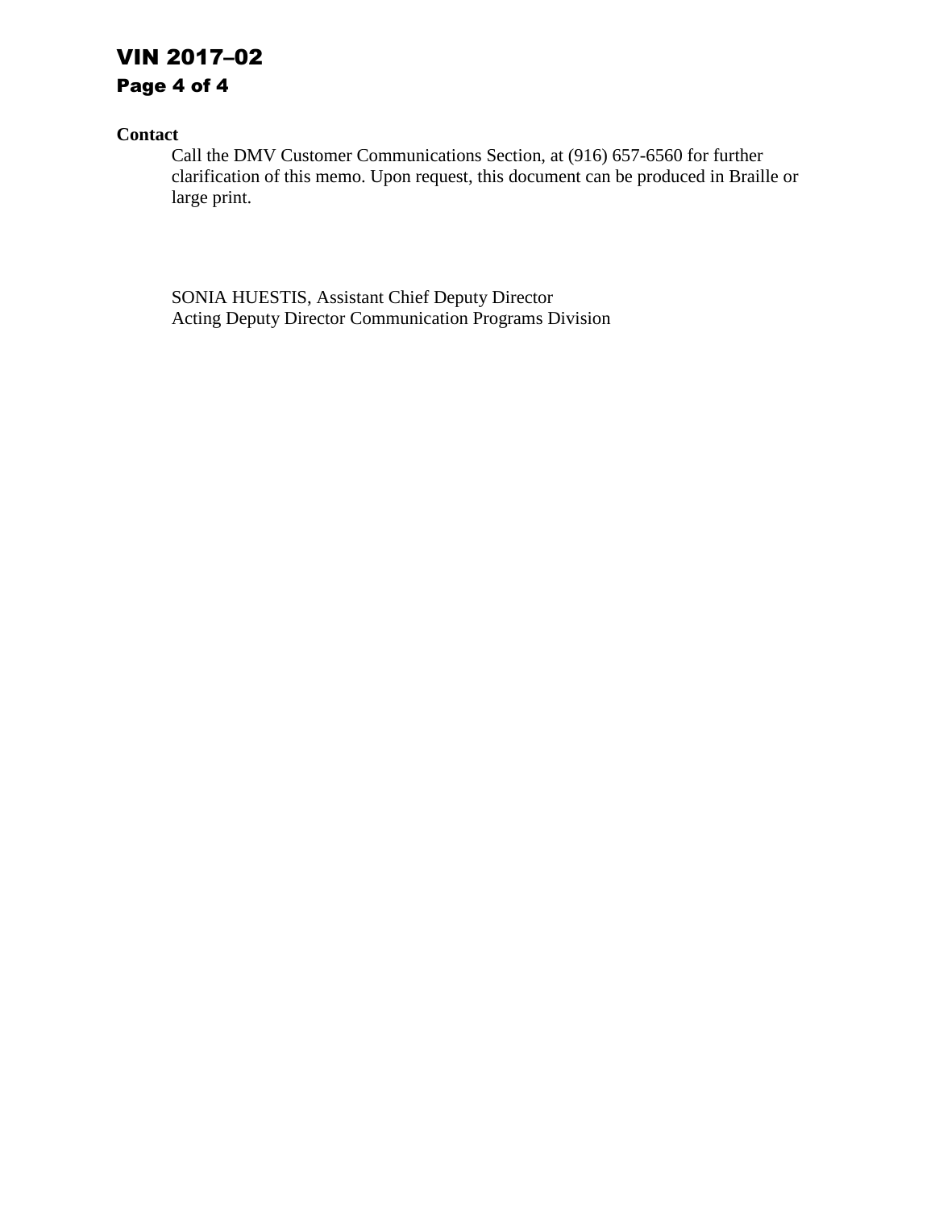**Contact**

Call the DMV Customer Communications Section, at (916) 657-6560 for further clarification of this memo. Upon request, this document can be produced in Braille or large print.

SONIA HUESTIS, Assistant Chief Deputy Director
Acting Deputy Director Communication Programs Division